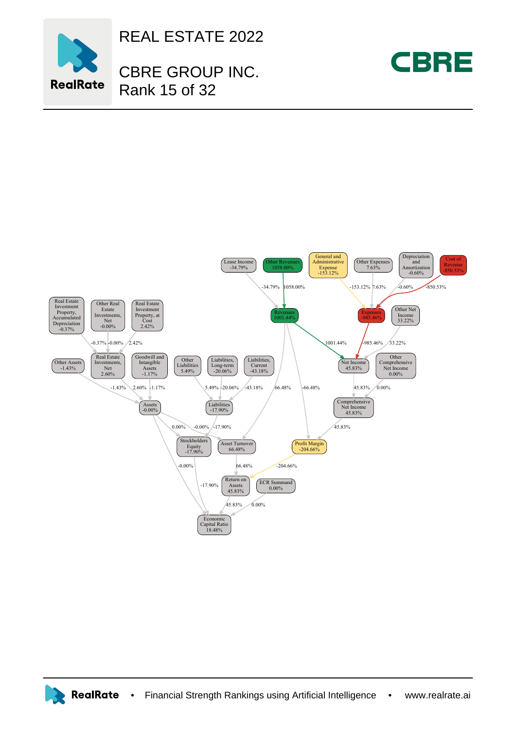# REAL ESTATE 2022

## CBRE GROUP INC.
## Rank 15 of 32

Lease Income -34.79%

Other Revenues 1058.00%

General and Administrative Expense -153.12%

Other Expenses 7.63%

Depreciation and Amortization -0.60%

Cost of Revenue -850.53%

Revenues 1001.44%

Expenses -985.46%

Other Net Income 33.22%

Real Estate Investment Property, Accumulated Depreciation -0.37%

Other Real Estate Investments, Net -0.00%

Real Estate Investment Property, at Cost 2.42%

Other Assets -1.43%

Real Estate Investments, Net 2.60%

Goodwill and Intangible Assets -1.17%

Other Liabilities 5.49%

Liabilities, Long-term -20.06%

Liabilities, Current -43.18%

Net Income 45.83%

Other Comprehensive Net Income 0.00%

Assets -0.00%

Liabilities -17.90%

Comprehensive Net Income 45.83%

Stockholders Equity -17.90%

Asset Turnover 66.48%

Profit Margin -204.66%

Return on Assets 45.83%

ECR Summand 0.00%

Economic Capital Ratio 18.48%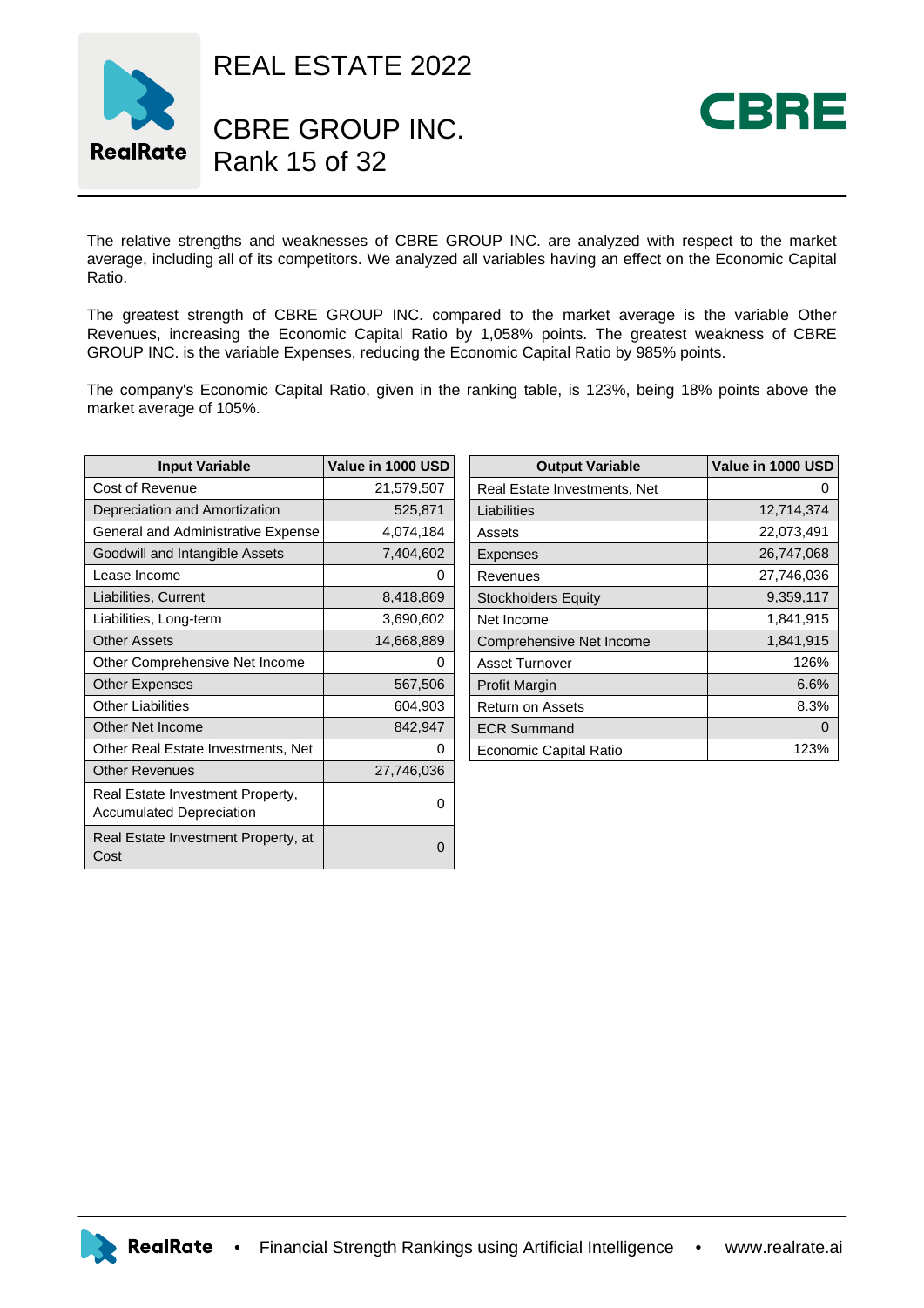# REAL ESTATE 2022

# CBRE GROUP INC.
Rank 15 of 32

The relative strengths and weaknesses of CBRE GROUP INC. are analyzed with respect to the market average, including all of its competitors. We analyzed all variables having an effect on the Economic Capital Ratio.

The greatest strength of CBRE GROUP INC. compared to the market average is the variable Other Revenues, increasing the Economic Capital Ratio by 1,058% points. The greatest weakness of CBRE GROUP INC. is the variable Expenses, reducing the Economic Capital Ratio by 985% points.

The company's Economic Capital Ratio, given in the ranking table, is 123%, being 18% points above the market average of 105%.

| Input Variable | Value in 1000 USD |
|---|---|
| Cost of Revenue | 21,579,507 |
| Depreciation and Amortization | 525,871 |
| General and Administrative Expense | 4,074,184 |
| Goodwill and Intangible Assets | 7,404,602 |
| Lease Income | 0 |
| Liabilities, Current | 8,418,869 |
| Liabilities, Long-term | 3,690,602 |
| Other Assets | 14,668,889 |
| Other Comprehensive Net Income | 0 |
| Other Expenses | 567,506 |
| Other Liabilities | 604,903 |
| Other Net Income | 842,947 |
| Other Real Estate Investments, Net | 0 |
| Other Revenues | 27,746,036 |
| Real Estate Investment Property, Accumulated Depreciation | 0 |
| Real Estate Investment Property, at Cost | 0 |

| Output Variable | Value in 1000 USD |
|---|---|
| Real Estate Investments, Net | 0 |
| Liabilities | 12,714,374 |
| Assets | 22,073,491 |
| Expenses | 26,747,068 |
| Revenues | 27,746,036 |
| Stockholders Equity | 9,359,117 |
| Net Income | 1,841,915 |
| Comprehensive Net Income | 1,841,915 |
| Asset Turnover | 126% |
| Profit Margin | 6.6% |
| Return on Assets | 8.3% |
| ECR Summand | 0 |
| Economic Capital Ratio | 123% |